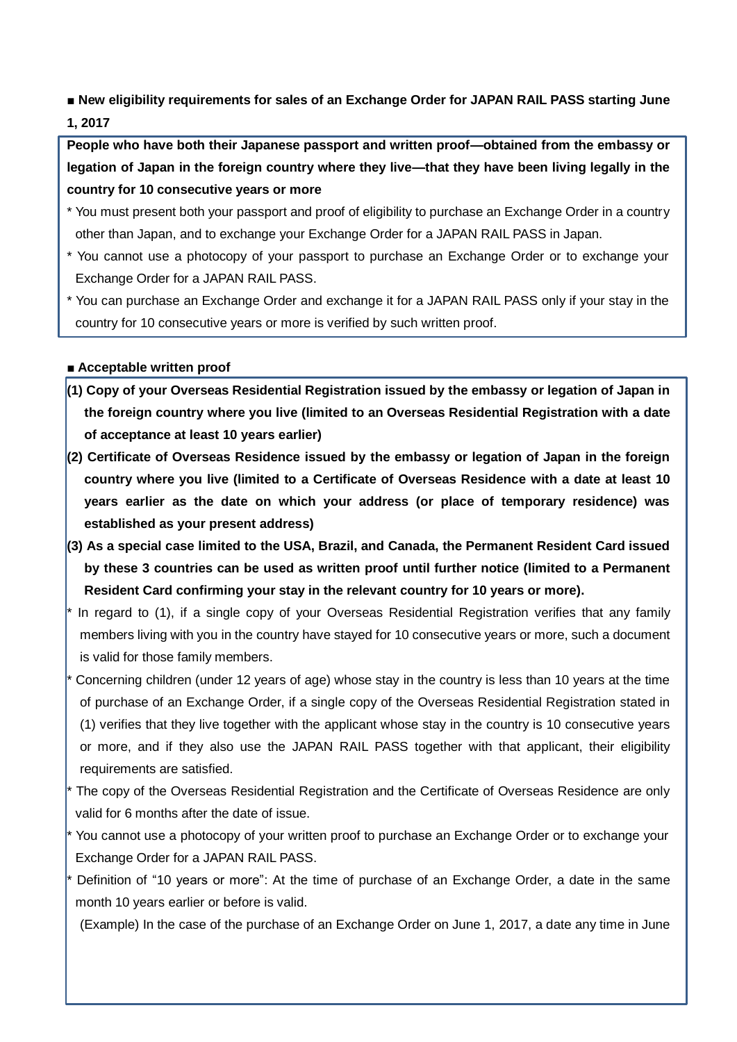■ **New eligibility requirements for sales of an Exchange Order for JAPAN RAIL PASS starting June 1, 2017**

**People who have both their Japanese passport and written proof—obtained from the embassy or legation of Japan in the foreign country where they live—that they have been living legally in the country for 10 consecutive years or more**

* You must present both your passport and proof of eligibility to purchase an Exchange Order in a country other than Japan, and to exchange your Exchange Order for a JAPAN RAIL PASS in Japan.
* You cannot use a photocopy of your passport to purchase an Exchange Order or to exchange your Exchange Order for a JAPAN RAIL PASS.
* You can purchase an Exchange Order and exchange it for a JAPAN RAIL PASS only if your stay in the country for 10 consecutive years or more is verified by such written proof.

■ **Acceptable written proof**

**(1) Copy of your Overseas Residential Registration issued by the embassy or legation of Japan in the foreign country where you live (limited to an Overseas Residential Registration with a date of acceptance at least 10 years earlier)**

**(2) Certificate of Overseas Residence issued by the embassy or legation of Japan in the foreign country where you live (limited to a Certificate of Overseas Residence with a date at least 10 years earlier as the date on which your address (or place of temporary residence) was established as your present address)**

**(3) As a special case limited to the USA, Brazil, and Canada, the Permanent Resident Card issued by these 3 countries can be used as written proof until further notice (limited to a Permanent Resident Card confirming your stay in the relevant country for 10 years or more).**

* In regard to (1), if a single copy of your Overseas Residential Registration verifies that any family members living with you in the country have stayed for 10 consecutive years or more, such a document is valid for those family members.
* Concerning children (under 12 years of age) whose stay in the country is less than 10 years at the time of purchase of an Exchange Order, if a single copy of the Overseas Residential Registration stated in (1) verifies that they live together with the applicant whose stay in the country is 10 consecutive years or more, and if they also use the JAPAN RAIL PASS together with that applicant, their eligibility requirements are satisfied.
* The copy of the Overseas Residential Registration and the Certificate of Overseas Residence are only valid for 6 months after the date of issue.
* You cannot use a photocopy of your written proof to purchase an Exchange Order or to exchange your Exchange Order for a JAPAN RAIL PASS.
* Definition of “10 years or more”: At the time of purchase of an Exchange Order, a date in the same month 10 years earlier or before is valid.

(Example) In the case of the purchase of an Exchange Order on June 1, 2017, a date any time in June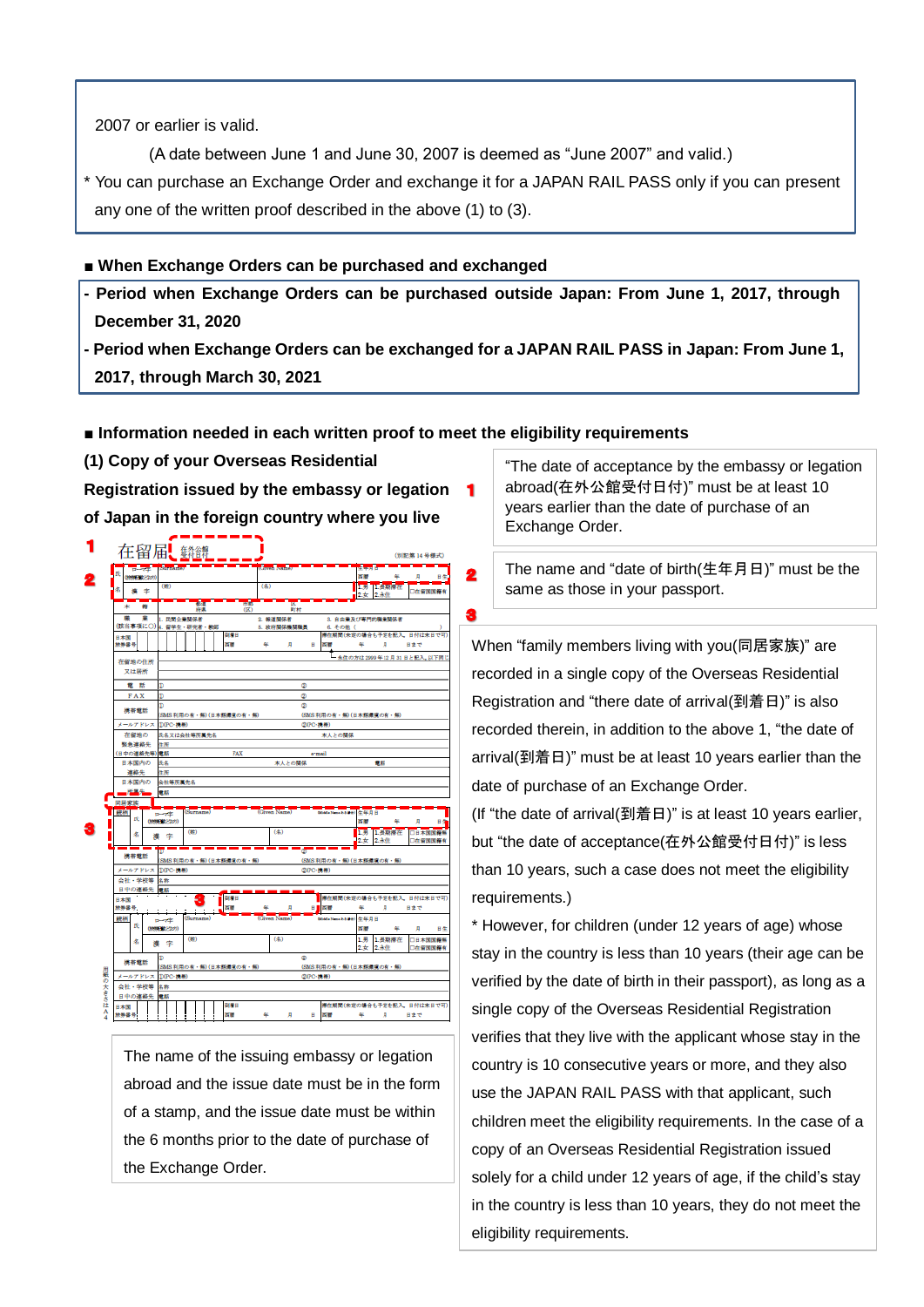2007 or earlier is valid.

(A date between June 1 and June 30, 2007 is deemed as "June 2007" and valid.)

* You can purchase an Exchange Order and exchange it for a JAPAN RAIL PASS only if you can present any one of the written proof described in the above (1) to (3).

■ **When Exchange Orders can be purchased and exchanged**

- **Period when Exchange Orders can be purchased outside Japan: From June 1, 2017, through December 31, 2020**
- **Period when Exchange Orders can be exchanged for a JAPAN RAIL PASS in Japan: From June 1, 2017, through March 30, 2021**

■ **Information needed in each written proof to meet the eligibility requirements**

**(1) Copy of your Overseas Residential Registration issued by the embassy or legation of Japan in the foreign country where you live**

1 "The date of acceptance by the embassy or legation abroad(在外公館受付日付)" must be at least 10 years earlier than the date of purchase of an Exchange Order.

2 The name and "date of birth(生年月日)" must be the same as those in your passport.

3 When "family members living with you(同居家族)" are recorded in a single copy of the Overseas Residential Registration and "there date of arrival(到着日)" is also recorded therein, in addition to the above 1, "the date of arrival(到着日)" must be at least 10 years earlier than the date of purchase of an Exchange Order.

(If "the date of arrival(到着日)" is at least 10 years earlier, but "the date of acceptance(在外公館受付日付)" is less than 10 years, such a case does not meet the eligibility requirements.)

* However, for children (under 12 years of age) whose stay in the country is less than 10 years (their age can be verified by the date of birth in their passport), as long as a single copy of the Overseas Residential Registration verifies that they live with the applicant whose stay in the country is 10 consecutive years or more, and they also use the JAPAN RAIL PASS with that applicant, such children meet the eligibility requirements. In the case of a copy of an Overseas Residential Registration issued solely for a child under 12 years of age, if the child's stay in the country is less than 10 years, they do not meet the eligibility requirements.

The name of the issuing embassy or legation abroad and the issue date must be in the form of a stamp, and the issue date must be within the 6 months prior to the date of purchase of the Exchange Order.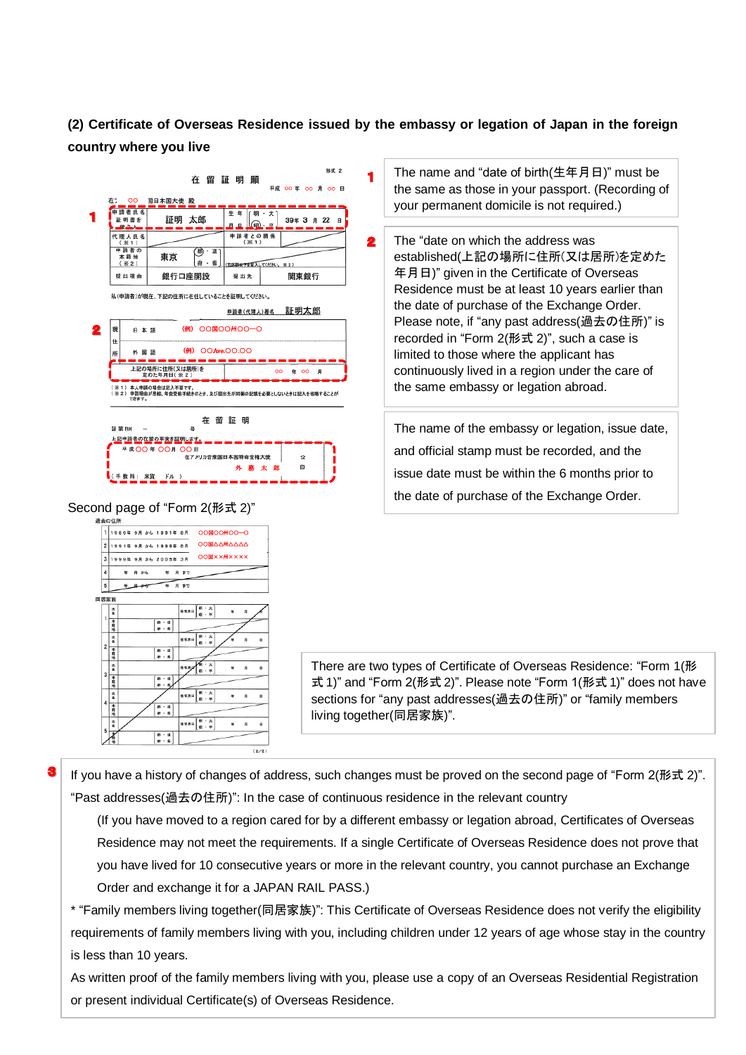**(2) Certificate of Overseas Residence issued by the embassy or legation of Japan in the foreign country where you live**

在留証明願

様式 2

平成 ○○ 年 ○○ 月 ○○ 日

在 ○○ 日日本国大使 殿

| 申請者氏名 証明書を 必要とする者 | 証明 太郎 | 生年月日 | 明・大・昭・平 | 39年 3 月 22 日 |
|---|---|---|---|---|
| 代理人氏名（※1） | | 申請者との関係（※1） | | |
| 申請者の本籍地（※2） | 東京 | 都・道 府・県 | | |
| 提出理由 | 銀行口座開設 | 提出先 | | 関東銀行 |

私（申請者）が現在、下記の住所に在住していることを証明してください。

申請者（代理人）署名 証明太郎

| 現住所 | 日本語 | (例) ○○国○○州○○―○ |
|---|---|---|
| | 外国語 | (例) ○○Ave.○○.○○ |
| 上記の場所に住所（又は居所）を定めた年月日（※2） | | ○○ 年 ○○ 月 |

（※1）本人申請の場合は記入不要です。
（※2）申請理由が恩給、年金受給手続のとき、及び提出先が同欄の記載を必要としないときは記入を省略することができます。

在留証明

証第BH ― 号

上記申請者の在留の事実を証明します。

平成○○年 ○○月 ○○日

在アメリカ合衆国日本国特命全権大使

外 務 太 郎

公印

（手数料： 米貨 ドル ）

1. The name and “date of birth(生年月日)” must be the same as those in your passport. (Recording of your permanent domicile is not required.)

2. The “date on which the address was established(上記の場所に住所(又は居所)を定めた年月日)” given in the Certificate of Overseas Residence must be at least 10 years earlier than the date of purchase of the Exchange Order. Please note, if “any past address(過去の住所)” is recorded in “Form 2(形式 2)”, such a case is limited to those where the applicant has continuously lived in a region under the care of the same embassy or legation abroad.

The name of the embassy or legation, issue date, and official stamp must be recorded, and the issue date must be within the 6 months prior to the date of purchase of the Exchange Order.

Second page of “Form 2(形式 2)”

過去の住所

| | 期間 | 住所 |
|---|---|---|
| 1 | 1989年 9月 から 1991年 8月 | ○○国○○州○○―○ |
| 2 | 1991年 9月 から 1999年 8月 | ○○国△△州△△△△ |
| 3 | 1999年 9月 から 2005年 3月 | ○○国××州×××× |
| 4 | 年 月 から 年 月 まで | |
| 5 | 年 月 から 年 月 まで | |

同居家族

| | 氏名 | 生年月日 | 本籍地 |
|---|---|---|---|
| 1 | | 明・大・昭・平 年 月 日 | 都・道 府・県 |
| 2 | | 明・大・昭・平 年 月 日 | 都・道 府・県 |
| 3 | | 明・大・昭・平 年 月 日 | 都・道 府・県 |
| 4 | | 明・大・昭・平 年 月 日 | 都・道 府・県 |
| 5 | | 明・大・昭・平 年 月 日 | 都・道 府・県 |

(2/2)

There are two types of Certificate of Overseas Residence: “Form 1(形式 1)” and “Form 2(形式 2)”. Please note “Form 1(形式 1)” does not have sections for “any past addresses(過去の住所)” or “family members living together(同居家族)”.

3. If you have a history of changes of address, such changes must be proved on the second page of “Form 2(形式 2)”.
“Past addresses(過去の住所)”: In the case of continuous residence in the relevant country

(If you have moved to a region cared for by a different embassy or legation abroad, Certificates of Overseas Residence may not meet the requirements. If a single Certificate of Overseas Residence does not prove that you have lived for 10 consecutive years or more in the relevant country, you cannot purchase an Exchange Order and exchange it for a JAPAN RAIL PASS.)

* “Family members living together(同居家族)”: This Certificate of Overseas Residence does not verify the eligibility requirements of family members living with you, including children under 12 years of age whose stay in the country is less than 10 years.

As written proof of the family members living with you, please use a copy of an Overseas Residential Registration or present individual Certificate(s) of Overseas Residence.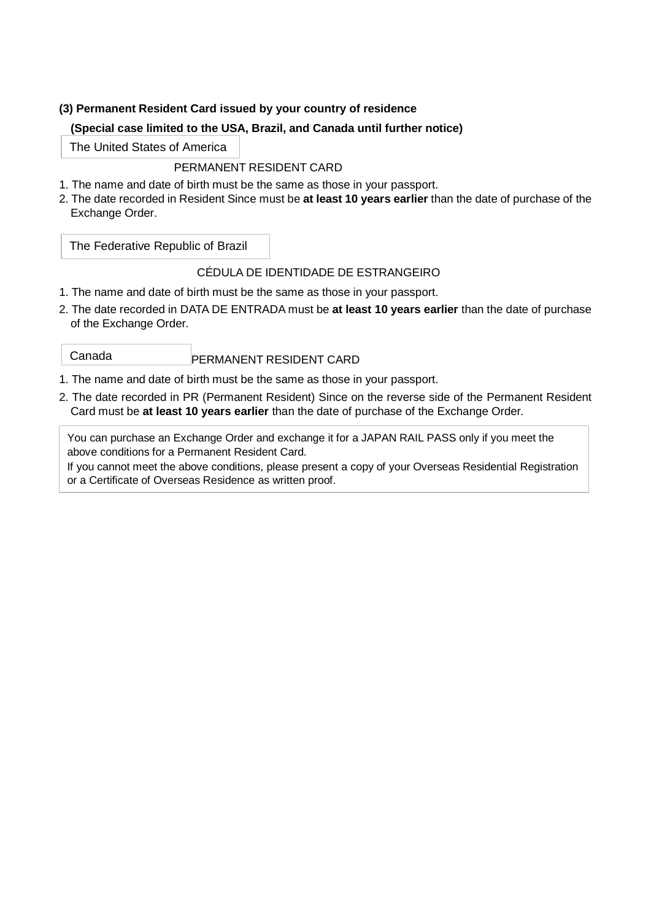### (3) Permanent Resident Card issued by your country of residence

**(Special case limited to the USA, Brazil, and Canada until further notice)**

The United States of America

PERMANENT RESIDENT CARD

1. The name and date of birth must be the same as those in your passport.
2. The date recorded in Resident Since must be **at least 10 years earlier** than the date of purchase of the Exchange Order.

The Federative Republic of Brazil

CÉDULA DE IDENTIDADE DE ESTRANGEIRO

1. The name and date of birth must be the same as those in your passport.
2. The date recorded in DATA DE ENTRADA must be **at least 10 years earlier** than the date of purchase of the Exchange Order.

Canada

PERMANENT RESIDENT CARD

1. The name and date of birth must be the same as those in your passport.
2. The date recorded in PR (Permanent Resident) Since on the reverse side of the Permanent Resident Card must be **at least 10 years earlier** than the date of purchase of the Exchange Order.

You can purchase an Exchange Order and exchange it for a JAPAN RAIL PASS only if you meet the above conditions for a Permanent Resident Card.
If you cannot meet the above conditions, please present a copy of your Overseas Residential Registration or a Certificate of Overseas Residence as written proof.